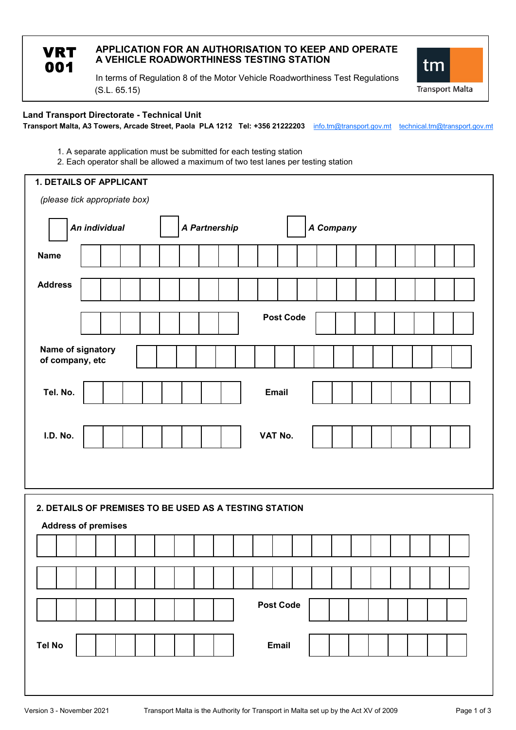# VRT 001

## APPLICATION FOR AN AUTHORISATION TO KEEP AND OPERATE A VEHICLE ROADWORTHINESS TESTING STATION

In terms of Regulation 8 of the Motor Vehicle Roadworthiness Test Regulations (S.L. 65.15)

tm Transport Malta

**Land Transport Directorate - Technical Unit**
**Transport Malta, A3 Towers, Arcade Street, Paola PLA 1212 Tel: +356 21222203** info.tm@transport.gov.mt technical.tm@transport.gov.mt

1. A separate application must be submitted for each testing station
2. Each operator shall be allowed a maximum of two test lanes per testing station

### 1. DETAILS OF APPLICANT

*(please tick appropriate box)*

☐ ***An individual*** ☐ ***A Partnership*** ☐ ***A Company***

**Name**

**Address**

**Post Code**

**Name of signatory of company, etc**

**Tel. No.** **Email**

**I.D. No.** **VAT No.**

### 2. DETAILS OF PREMISES TO BE USED AS A TESTING STATION

**Address of premises**

**Post Code**

**Tel No** **Email**

Version 3 - November 2021 Transport Malta is the Authority for Transport in Malta set up by the Act XV of 2009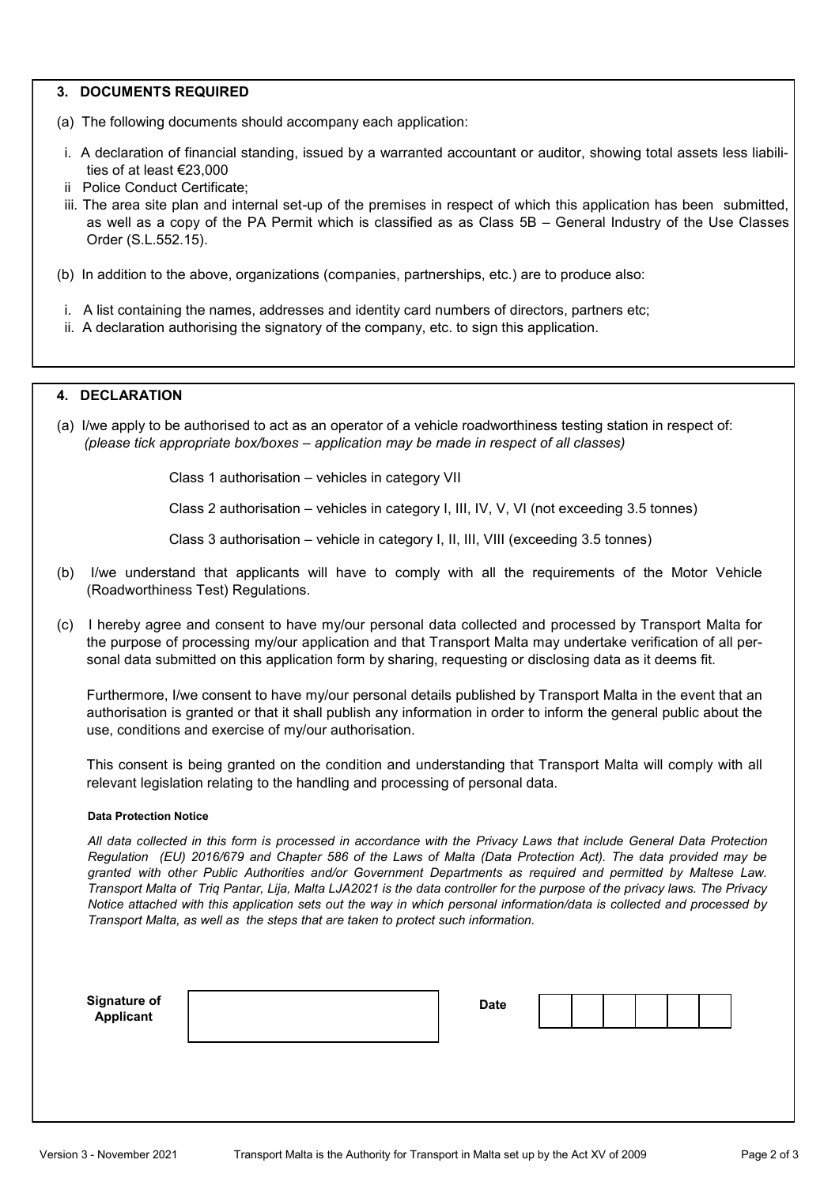## 3. DOCUMENTS REQUIRED

(a) The following documents should accompany each application:

i. A declaration of financial standing, issued by a warranted accountant or auditor, showing total assets less liabilities of at least €23,000
ii Police Conduct Certificate;
iii. The area site plan and internal set-up of the premises in respect of which this application has been submitted, as well as a copy of the PA Permit which is classified as as Class 5B – General Industry of the Use Classes Order (S.L.552.15).

(b) In addition to the above, organizations (companies, partnerships, etc.) are to produce also:

i. A list containing the names, addresses and identity card numbers of directors, partners etc;
ii. A declaration authorising the signatory of the company, etc. to sign this application.

## 4. DECLARATION

(a) I/we apply to be authorised to act as an operator of a vehicle roadworthiness testing station in respect of: *(please tick appropriate box/boxes – application may be made in respect of all classes)*

Class 1 authorisation – vehicles in category VII

Class 2 authorisation – vehicles in category I, III, IV, V, VI (not exceeding 3.5 tonnes)

Class 3 authorisation – vehicle in category I, II, III, VIII (exceeding 3.5 tonnes)

(b) I/we understand that applicants will have to comply with all the requirements of the Motor Vehicle (Roadworthiness Test) Regulations.

(c) I hereby agree and consent to have my/our personal data collected and processed by Transport Malta for the purpose of processing my/our application and that Transport Malta may undertake verification of all personal data submitted on this application form by sharing, requesting or disclosing data as it deems fit.

Furthermore, I/we consent to have my/our personal details published by Transport Malta in the event that an authorisation is granted or that it shall publish any information in order to inform the general public about the use, conditions and exercise of my/our authorisation.

This consent is being granted on the condition and understanding that Transport Malta will comply with all relevant legislation relating to the handling and processing of personal data.

**Data Protection Notice**

*All data collected in this form is processed in accordance with the Privacy Laws that include General Data Protection Regulation (EU) 2016/679 and Chapter 586 of the Laws of Malta (Data Protection Act). The data provided may be granted with other Public Authorities and/or Government Departments as required and permitted by Maltese Law. Transport Malta of Triq Pantar, Lija, Malta LJA2021 is the data controller for the purpose of the privacy laws. The Privacy Notice attached with this application sets out the way in which personal information/data is collected and processed by Transport Malta, as well as the steps that are taken to protect such information.*

| **Signature of Applicant** | | **Date** | | | | | | | |
|---|---|---|---|---|---|---|---|---|---|

Version 3 - November 2021 Transport Malta is the Authority for Transport in Malta set up by the Act XV of 2009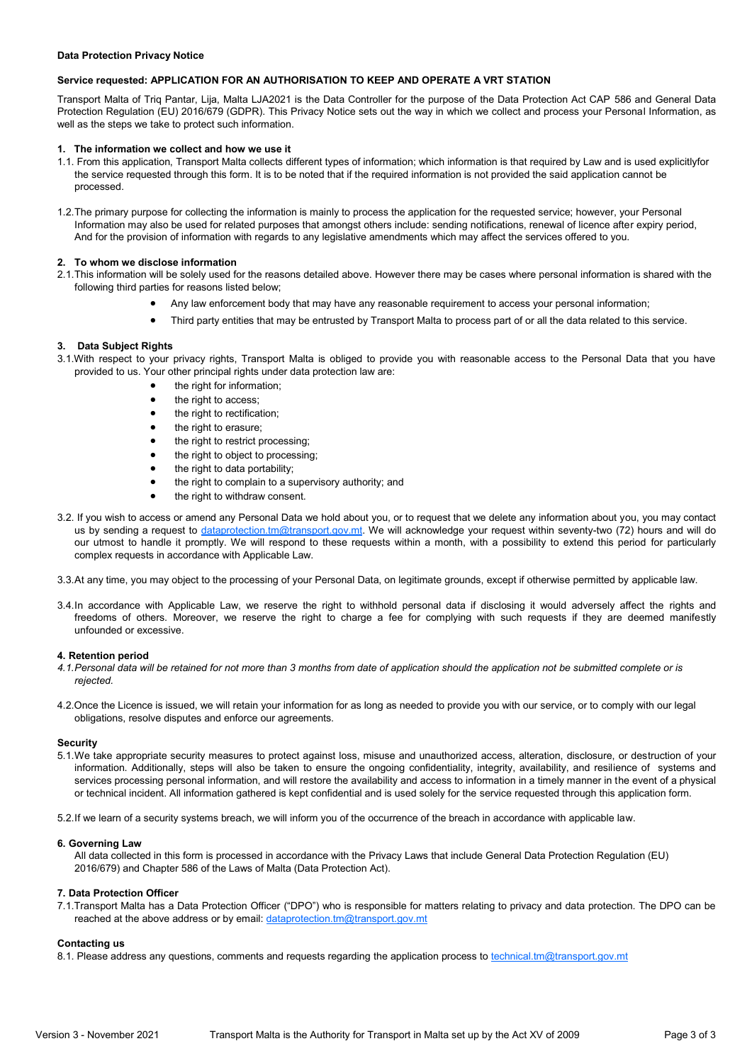**Data Protection Privacy Notice**

**Service requested: APPLICATION FOR AN AUTHORISATION TO KEEP AND OPERATE A VRT STATION**

Transport Malta of Triq Pantar, Lija, Malta LJA2021 is the Data Controller for the purpose of the Data Protection Act CAP 586 and General Data Protection Regulation (EU) 2016/679 (GDPR). This Privacy Notice sets out the way in which we collect and process your Personal Information, as well as the steps we take to protect such information.

**1. The information we collect and how we use it**

1.1. From this application, Transport Malta collects different types of information; which information is that required by Law and is used explicitlyfor the service requested through this form. It is to be noted that if the required information is not provided the said application cannot be processed.

1.2. The primary purpose for collecting the information is mainly to process the application for the requested service; however, your Personal Information may also be used for related purposes that amongst others include: sending notifications, renewal of licence after expiry period, And for the provision of information with regards to any legislative amendments which may affect the services offered to you.

**2. To whom we disclose information**

2.1. This information will be solely used for the reasons detailed above. However there may be cases where personal information is shared with the following third parties for reasons listed below;

- Any law enforcement body that may have any reasonable requirement to access your personal information;
- Third party entities that may be entrusted by Transport Malta to process part of or all the data related to this service.

**3. Data Subject Rights**

3.1. With respect to your privacy rights, Transport Malta is obliged to provide you with reasonable access to the Personal Data that you have provided to us. Your other principal rights under data protection law are:

- the right for information;
- the right to access;
- the right to rectification;
- the right to erasure;
- the right to restrict processing;
- the right to object to processing;
- the right to data portability;
- the right to complain to a supervisory authority; and
- the right to withdraw consent.

3.2. If you wish to access or amend any Personal Data we hold about you, or to request that we delete any information about you, you may contact us by sending a request to dataprotection.tm@transport.gov.mt. We will acknowledge your request within seventy-two (72) hours and will do our utmost to handle it promptly. We will respond to these requests within a month, with a possibility to extend this period for particularly complex requests in accordance with Applicable Law.

3.3. At any time, you may object to the processing of your Personal Data, on legitimate grounds, except if otherwise permitted by applicable law.

3.4. In accordance with Applicable Law, we reserve the right to withhold personal data if disclosing it would adversely affect the rights and freedoms of others. Moreover, we reserve the right to charge a fee for complying with such requests if they are deemed manifestly unfounded or excessive.

**4. Retention period**

*4.1. Personal data will be retained for not more than 3 months from date of application should the application not be submitted complete or is rejected.*

4.2. Once the Licence is issued, we will retain your information for as long as needed to provide you with our service, or to comply with our legal obligations, resolve disputes and enforce our agreements.

**Security**

5.1. We take appropriate security measures to protect against loss, misuse and unauthorized access, alteration, disclosure, or destruction of your information. Additionally, steps will also be taken to ensure the ongoing confidentiality, integrity, availability, and resilience of systems and services processing personal information, and will restore the availability and access to information in a timely manner in the event of a physical or technical incident. All information gathered is kept confidential and is used solely for the service requested through this application form.

5.2. If we learn of a security systems breach, we will inform you of the occurrence of the breach in accordance with applicable law.

**6. Governing Law**

All data collected in this form is processed in accordance with the Privacy Laws that include General Data Protection Regulation (EU) 2016/679) and Chapter 586 of the Laws of Malta (Data Protection Act).

**7. Data Protection Officer**

7.1. Transport Malta has a Data Protection Officer ("DPO") who is responsible for matters relating to privacy and data protection. The DPO can be reached at the above address or by email: dataprotection.tm@transport.gov.mt

**Contacting us**

8.1. Please address any questions, comments and requests regarding the application process to technical.tm@transport.gov.mt